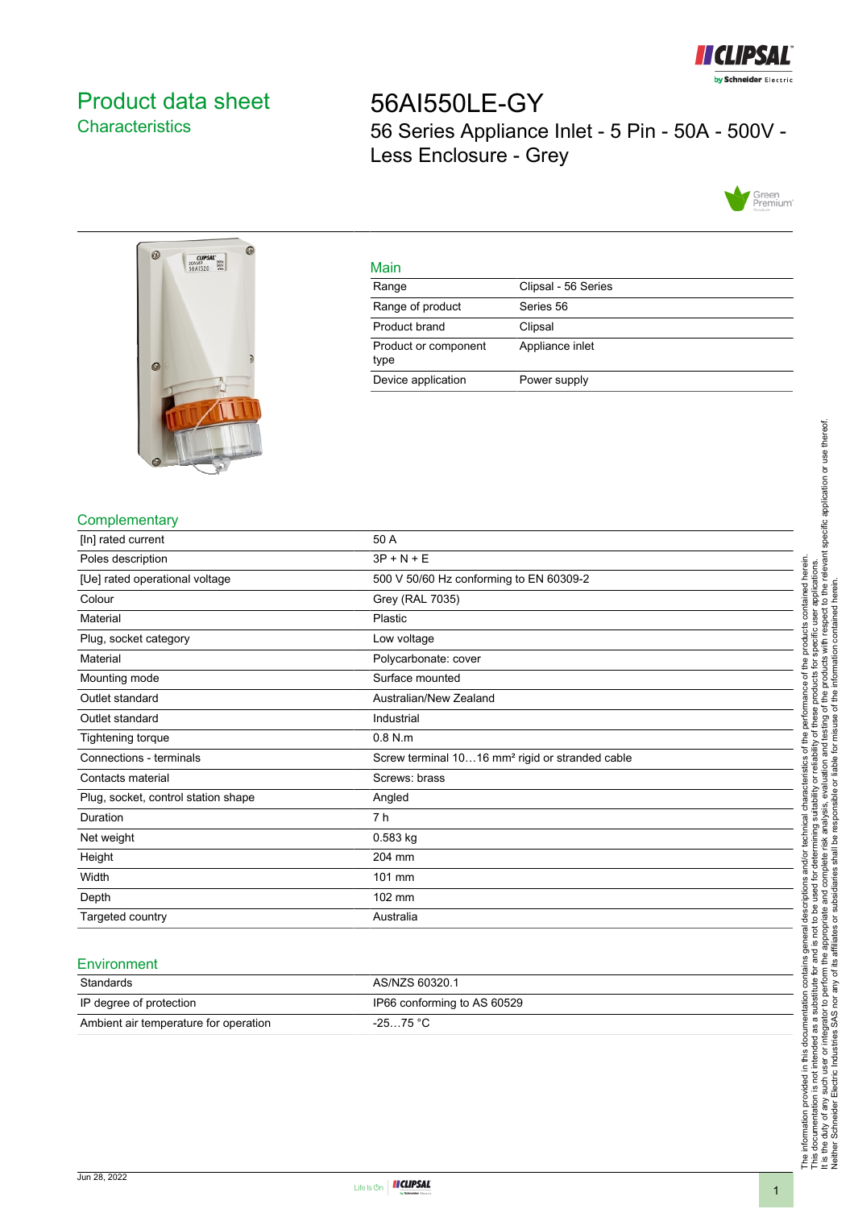# Product data sheet
## Characteristics

# 56AI550LE-GY

56 Series Appliance Inlet - 5 Pin - 50A - 500V - Less Enclosure - Grey

## Main

| | |
|---|---|
| Range | Clipsal - 56 Series |
| Range of product | Series 56 |
| Product brand | Clipsal |
| Product or component type | Appliance inlet |
| Device application | Power supply |

## Complementary

| | |
|---|---|
| [In] rated current | 50 A |
| Poles description | 3P + N + E |
| [Ue] rated operational voltage | 500 V 50/60 Hz conforming to EN 60309-2 |
| Colour | Grey (RAL 7035) |
| Material | Plastic |
| Plug, socket category | Low voltage |
| Material | Polycarbonate: cover |
| Mounting mode | Surface mounted |
| Outlet standard | Australian/New Zealand |
| Outlet standard | Industrial |
| Tightening torque | 0.8 N.m |
| Connections - terminals | Screw terminal 10…16 mm² rigid or stranded cable |
| Contacts material | Screws: brass |
| Plug, socket, control station shape | Angled |
| Duration | 7 h |
| Net weight | 0.583 kg |
| Height | 204 mm |
| Width | 101 mm |
| Depth | 102 mm |
| Targeted country | Australia |

## Environment

| | |
|---|---|
| Standards | AS/NZS 60320.1 |
| IP degree of protection | IP66 conforming to AS 60529 |
| Ambient air temperature for operation | -25…75 °C |

The information provided in this documentation contains general descriptions and/or technical characteristics of the performance of the products contained herein. This documentation is not intended as a substitute for and is not to be used for determining suitability or reliability of these products for specific user applications. It is the duty of any such user or integrator to perform the appropriate and complete risk analysis, evaluation and testing of the products with respect to the relevant specific application or use thereof. Neither Schneider Electric Industries SAS nor any of its affiliates or subsidiaries shall be responsible or liable for misuse of the information contained herein.

Jun 28, 2022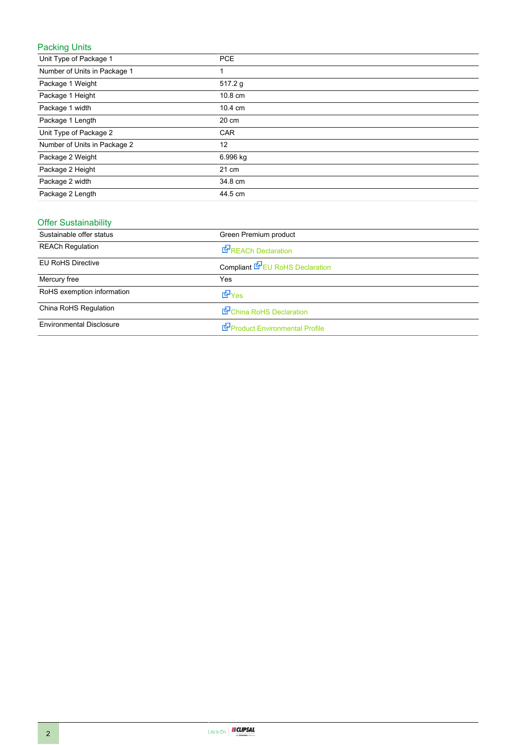## Packing Units

| | |
|---|---|
| Unit Type of Package 1 | PCE |
| Number of Units in Package 1 | 1 |
| Package 1 Weight | 517.2 g |
| Package 1 Height | 10.8 cm |
| Package 1 width | 10.4 cm |
| Package 1 Length | 20 cm |
| Unit Type of Package 2 | CAR |
| Number of Units in Package 2 | 12 |
| Package 2 Weight | 6.996 kg |
| Package 2 Height | 21 cm |
| Package 2 width | 34.8 cm |
| Package 2 Length | 44.5 cm |

## Offer Sustainability

| | |
|---|---|
| Sustainable offer status | Green Premium product |
| REACh Regulation | REACh Declaration |
| EU RoHS Directive | Compliant EU RoHS Declaration |
| Mercury free | Yes |
| RoHS exemption information | Yes |
| China RoHS Regulation | China RoHS Declaration |
| Environmental Disclosure | Product Environmental Profile |